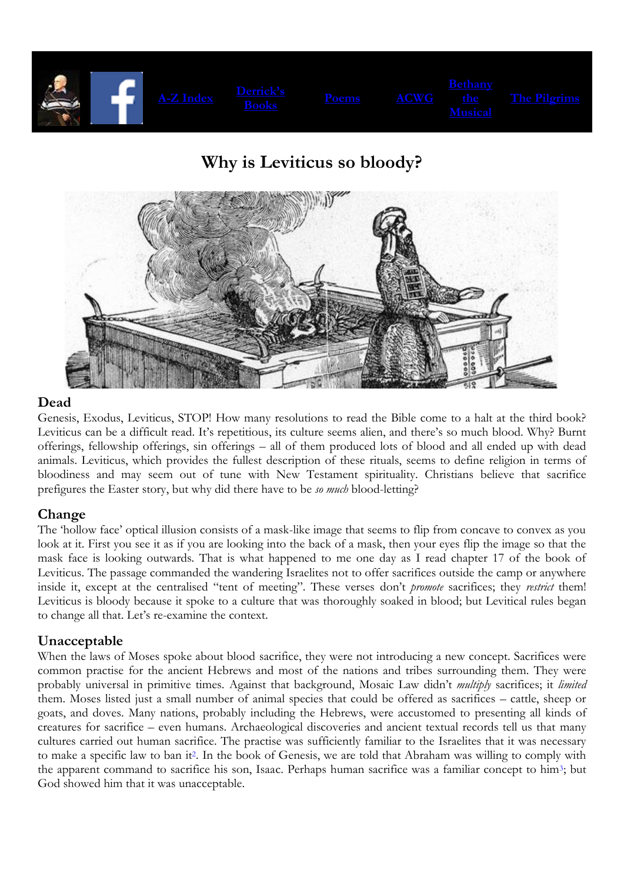A-Z Index | Derrick's Books | Poems | ACWG | Bethany the Musical | The Pilgrims

# Why is Leviticus so bloody?

## Dead

Genesis, Exodus, Leviticus, STOP! How many resolutions to read the Bible come to a halt at the third book? Leviticus can be a difficult read. It's repetitious, its culture seems alien, and there's so much blood. Why? Burnt offerings, fellowship offerings, sin offerings – all of them produced lots of blood and all ended up with dead animals. Leviticus, which provides the fullest description of these rituals, seems to define religion in terms of bloodiness and may seem out of tune with New Testament spirituality. Christians believe that sacrifice prefigures the Easter story, but why did there have to be *so much* blood-letting?

## Change

The 'hollow face' optical illusion consists of a mask-like image that seems to flip from concave to convex as you look at it. First you see it as if you are looking into the back of a mask, then your eyes flip the image so that the mask face is looking outwards. That is what happened to me one day as I read chapter 17 of the book of Leviticus. The passage commanded the wandering Israelites not to offer sacrifices outside the camp or anywhere inside it, except at the centralised "tent of meeting". These verses don't *promote* sacrifices; they *restrict* them! Leviticus is bloody because it spoke to a culture that was thoroughly soaked in blood; but Levitical rules began to change all that. Let's re-examine the context.

## Unacceptable

When the laws of Moses spoke about blood sacrifice, they were not introducing a new concept. Sacrifices were common practise for the ancient Hebrews and most of the nations and tribes surrounding them. They were probably universal in primitive times. Against that background, Mosaic Law didn't *multiply* sacrifices; it *limited* them. Moses listed just a small number of animal species that could be offered as sacrifices – cattle, sheep or goats, and doves. Many nations, probably including the Hebrews, were accustomed to presenting all kinds of creatures for sacrifice – even humans. Archaeological discoveries and ancient textual records tell us that many cultures carried out human sacrifice. The practise was sufficiently familiar to the Israelites that it was necessary to make a specific law to ban it[2]. In the book of Genesis, we are told that Abraham was willing to comply with the apparent command to sacrifice his son, Isaac. Perhaps human sacrifice was a familiar concept to him[3]; but God showed him that it was unacceptable.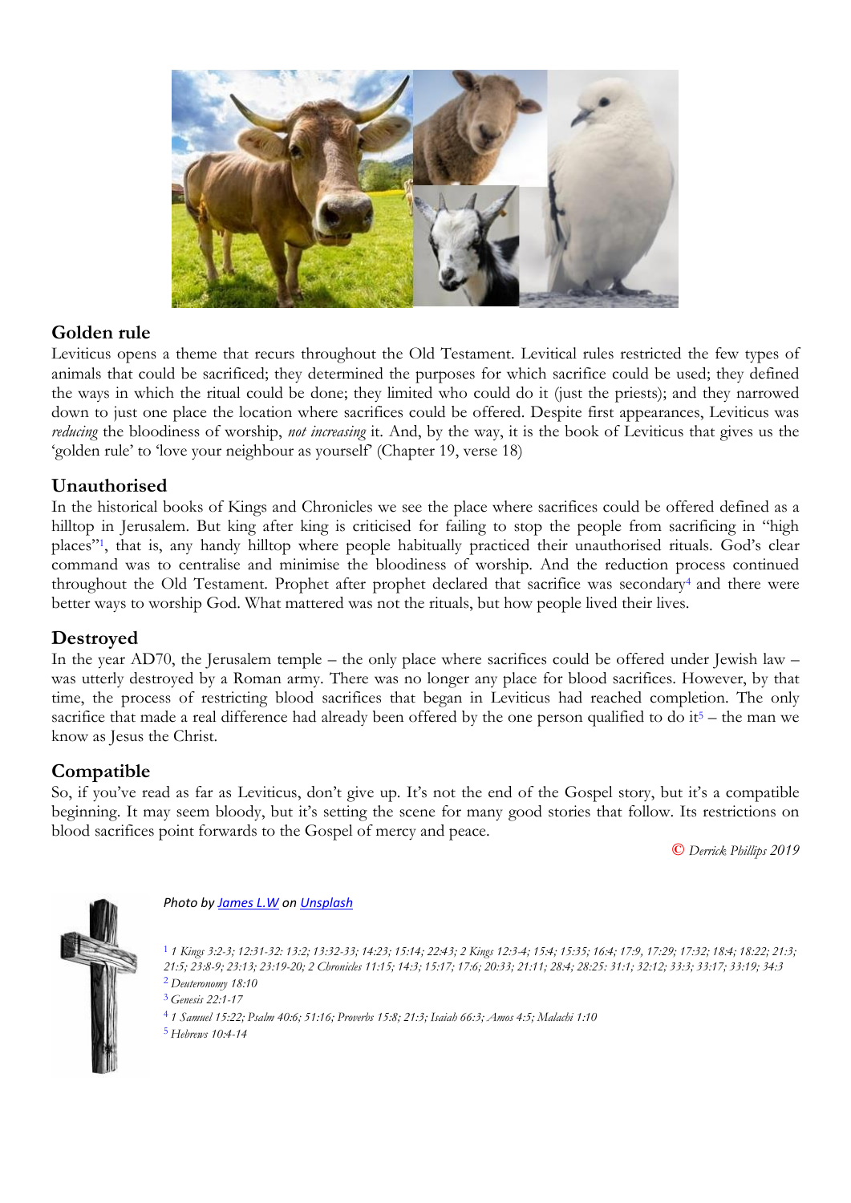## Golden rule

Leviticus opens a theme that recurs throughout the Old Testament. Levitical rules restricted the few types of animals that could be sacrificed; they determined the purposes for which sacrifice could be used; they defined the ways in which the ritual could be done; they limited who could do it (just the priests); and they narrowed down to just one place the location where sacrifices could be offered. Despite first appearances, Leviticus was *reducing* the bloodiness of worship, *not increasing* it. And, by the way, it is the book of Leviticus that gives us the 'golden rule' to 'love your neighbour as yourself' (Chapter 19, verse 18)

## Unauthorised

In the historical books of Kings and Chronicles we see the place where sacrifices could be offered defined as a hilltop in Jerusalem. But king after king is criticised for failing to stop the people from sacrificing in "high places"[1], that is, any handy hilltop where people habitually practiced their unauthorised rituals. God's clear command was to centralise and minimise the bloodiness of worship. And the reduction process continued throughout the Old Testament. Prophet after prophet declared that sacrifice was secondary[4] and there were better ways to worship God. What mattered was not the rituals, but how people lived their lives.

## Destroyed

In the year AD70, the Jerusalem temple – the only place where sacrifices could be offered under Jewish law – was utterly destroyed by a Roman army. There was no longer any place for blood sacrifices. However, by that time, the process of restricting blood sacrifices that began in Leviticus had reached completion. The only sacrifice that made a real difference had already been offered by the one person qualified to do it[5] – the man we know as Jesus the Christ.

## Compatible

So, if you've read as far as Leviticus, don't give up. It's not the end of the Gospel story, but it's a compatible beginning. It may seem bloody, but it's setting the scene for many good stories that follow. Its restrictions on blood sacrifices point forwards to the Gospel of mercy and peace.

*© Derrick Phillips 2019*

*Photo by James L.W on Unsplash*

[1] *1 Kings 3:2-3; 12:31-32: 13:2; 13:32-33; 14:23; 15:14; 22:43; 2 Kings 12:3-4; 15:4; 15:35; 16:4; 17:9, 17:29; 17:32; 18:4; 18:22; 21:3; 21:5; 23:8-9; 23:13; 23:19-20; 2 Chronicles 11:15; 14:3; 15:17; 17:6; 20:33; 21:11; 28:4; 28:25: 31:1; 32:12; 33:3; 33:17; 33:19; 34:3*

[2] *Deuteronomy 18:10*

[3] *Genesis 22:1-17*

[4] *1 Samuel 15:22; Psalm 40:6; 51:16; Proverbs 15:8; 21:3; Isaiah 66:3; Amos 4:5; Malachi 1:10*

[5] *Hebrews 10:4-14*